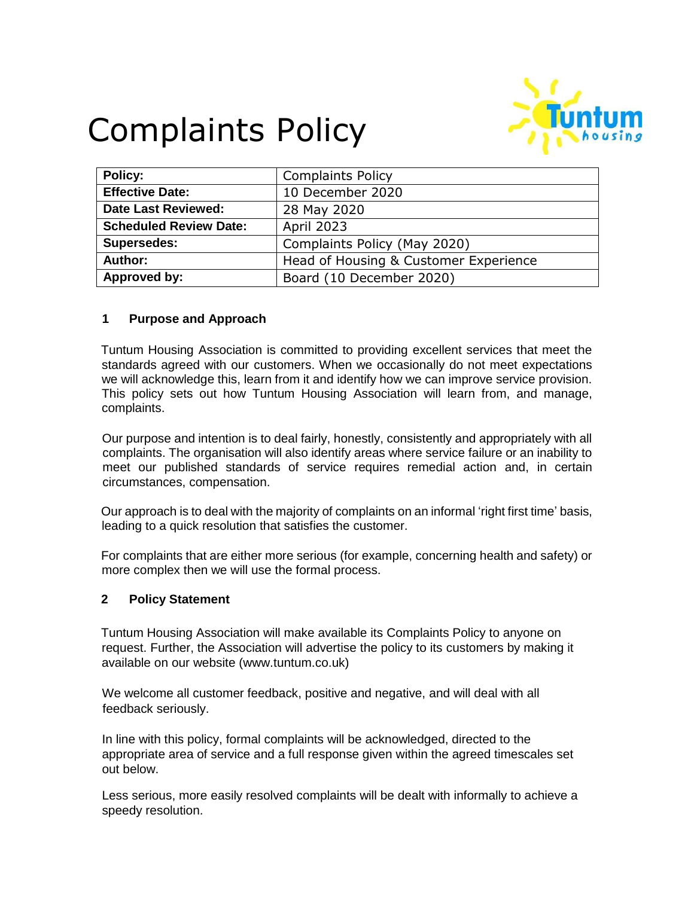# Complaints Policy

| Policy: | Complaints Policy |
|---|---|
| **Effective Date:** | 10 December 2020 |
| **Date Last Reviewed:** | 28 May 2020 |
| **Scheduled Review Date:** | April 2023 |
| **Supersedes:** | Complaints Policy (May 2020) |
| **Author:** | Head of Housing & Customer Experience |
| **Approved by:** | Board (10 December 2020) |

## 1 Purpose and Approach

Tuntum Housing Association is committed to providing excellent services that meet the standards agreed with our customers. When we occasionally do not meet expectations we will acknowledge this, learn from it and identify how we can improve service provision. This policy sets out how Tuntum Housing Association will learn from, and manage, complaints.

Our purpose and intention is to deal fairly, honestly, consistently and appropriately with all complaints. The organisation will also identify areas where service failure or an inability to meet our published standards of service requires remedial action and, in certain circumstances, compensation.

Our approach is to deal with the majority of complaints on an informal 'right first time' basis, leading to a quick resolution that satisfies the customer.

For complaints that are either more serious (for example, concerning health and safety) or more complex then we will use the formal process.

## 2 Policy Statement

Tuntum Housing Association will make available its Complaints Policy to anyone on request. Further, the Association will advertise the policy to its customers by making it available on our website (www.tuntum.co.uk)

We welcome all customer feedback, positive and negative, and will deal with all feedback seriously.

In line with this policy, formal complaints will be acknowledged, directed to the appropriate area of service and a full response given within the agreed timescales set out below.

Less serious, more easily resolved complaints will be dealt with informally to achieve a speedy resolution.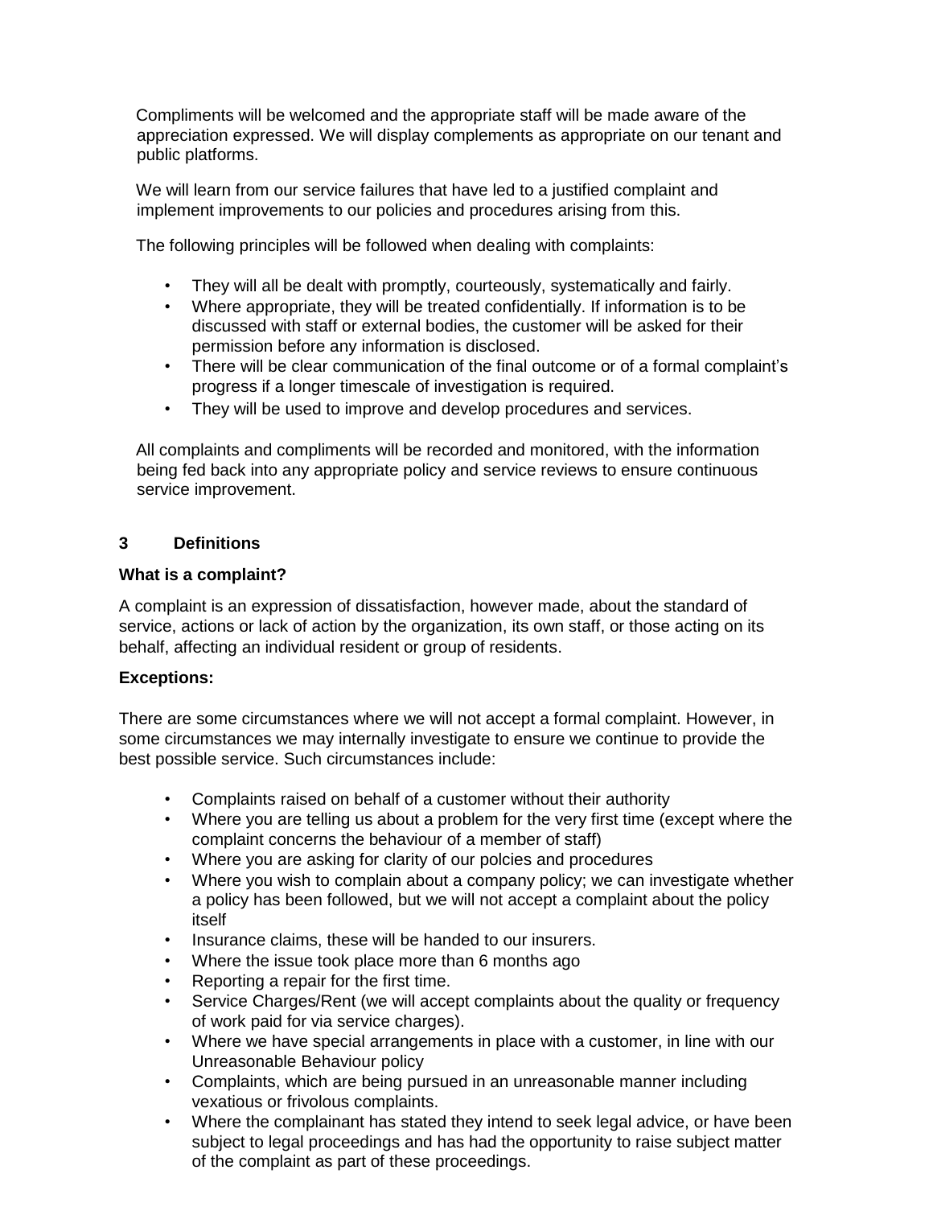Compliments will be welcomed and the appropriate staff will be made aware of the appreciation expressed. We will display complements as appropriate on our tenant and public platforms.

We will learn from our service failures that have led to a justified complaint and implement improvements to our policies and procedures arising from this.

The following principles will be followed when dealing with complaints:

- They will all be dealt with promptly, courteously, systematically and fairly.
- Where appropriate, they will be treated confidentially. If information is to be discussed with staff or external bodies, the customer will be asked for their permission before any information is disclosed.
- There will be clear communication of the final outcome or of a formal complaint's progress if a longer timescale of investigation is required.
- They will be used to improve and develop procedures and services.

All complaints and compliments will be recorded and monitored, with the information being fed back into any appropriate policy and service reviews to ensure continuous service improvement.

## 3 Definitions

**What is a complaint?**

A complaint is an expression of dissatisfaction, however made, about the standard of service, actions or lack of action by the organization, its own staff, or those acting on its behalf, affecting an individual resident or group of residents.

**Exceptions:**

There are some circumstances where we will not accept a formal complaint. However, in some circumstances we may internally investigate to ensure we continue to provide the best possible service. Such circumstances include:

- Complaints raised on behalf of a customer without their authority
- Where you are telling us about a problem for the very first time (except where the complaint concerns the behaviour of a member of staff)
- Where you are asking for clarity of our polcies and procedures
- Where you wish to complain about a company policy; we can investigate whether a policy has been followed, but we will not accept a complaint about the policy itself
- Insurance claims, these will be handed to our insurers.
- Where the issue took place more than 6 months ago
- Reporting a repair for the first time.
- Service Charges/Rent (we will accept complaints about the quality or frequency of work paid for via service charges).
- Where we have special arrangements in place with a customer, in line with our Unreasonable Behaviour policy
- Complaints, which are being pursued in an unreasonable manner including vexatious or frivolous complaints.
- Where the complainant has stated they intend to seek legal advice, or have been subject to legal proceedings and has had the opportunity to raise subject matter of the complaint as part of these proceedings.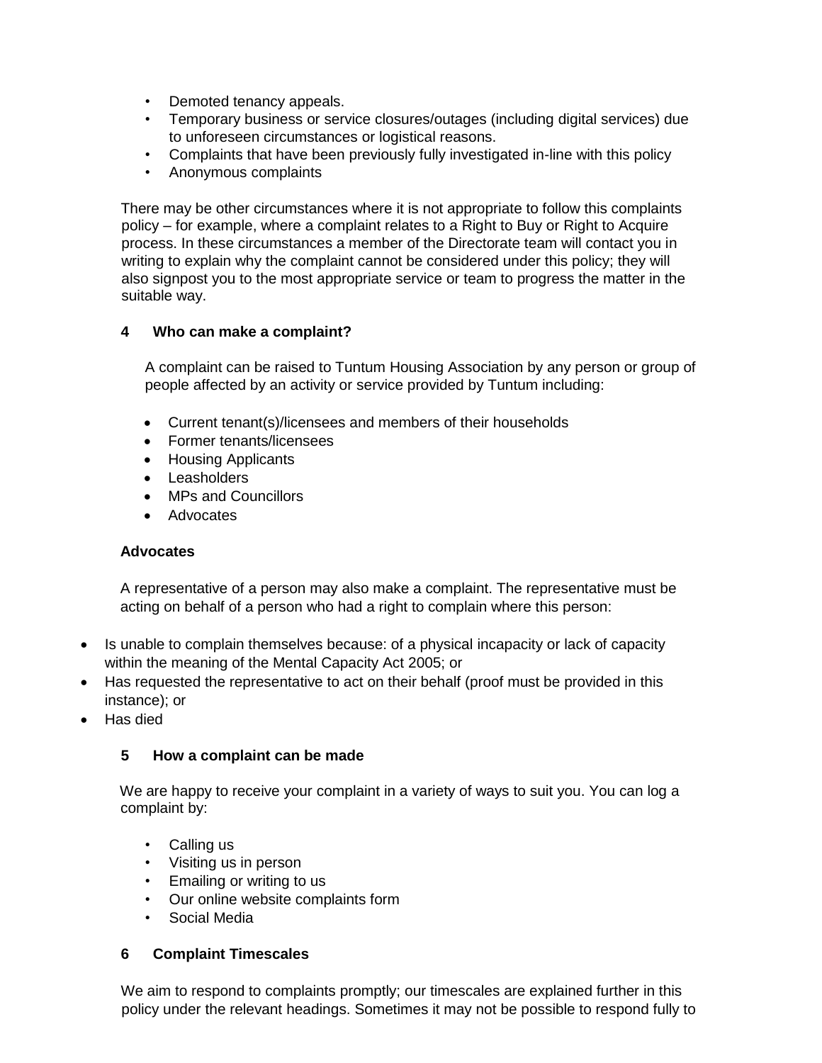- Demoted tenancy appeals.
- Temporary business or service closures/outages (including digital services) due to unforeseen circumstances or logistical reasons.
- Complaints that have been previously fully investigated in-line with this policy
- Anonymous complaints

There may be other circumstances where it is not appropriate to follow this complaints policy – for example, where a complaint relates to a Right to Buy or Right to Acquire process. In these circumstances a member of the Directorate team will contact you in writing to explain why the complaint cannot be considered under this policy; they will also signpost you to the most appropriate service or team to progress the matter in the suitable way.

## 4 Who can make a complaint?

A complaint can be raised to Tuntum Housing Association by any person or group of people affected by an activity or service provided by Tuntum including:

- Current tenant(s)/licensees and members of their households
- Former tenants/licensees
- Housing Applicants
- Leasholders
- MPs and Councillors
- Advocates

**Advocates**

A representative of a person may also make a complaint. The representative must be acting on behalf of a person who had a right to complain where this person:

- Is unable to complain themselves because: of a physical incapacity or lack of capacity within the meaning of the Mental Capacity Act 2005; or
- Has requested the representative to act on their behalf (proof must be provided in this instance); or
- Has died

## 5 How a complaint can be made

We are happy to receive your complaint in a variety of ways to suit you. You can log a complaint by:

- Calling us
- Visiting us in person
- Emailing or writing to us
- Our online website complaints form
- Social Media

## 6 Complaint Timescales

We aim to respond to complaints promptly; our timescales are explained further in this policy under the relevant headings. Sometimes it may not be possible to respond fully to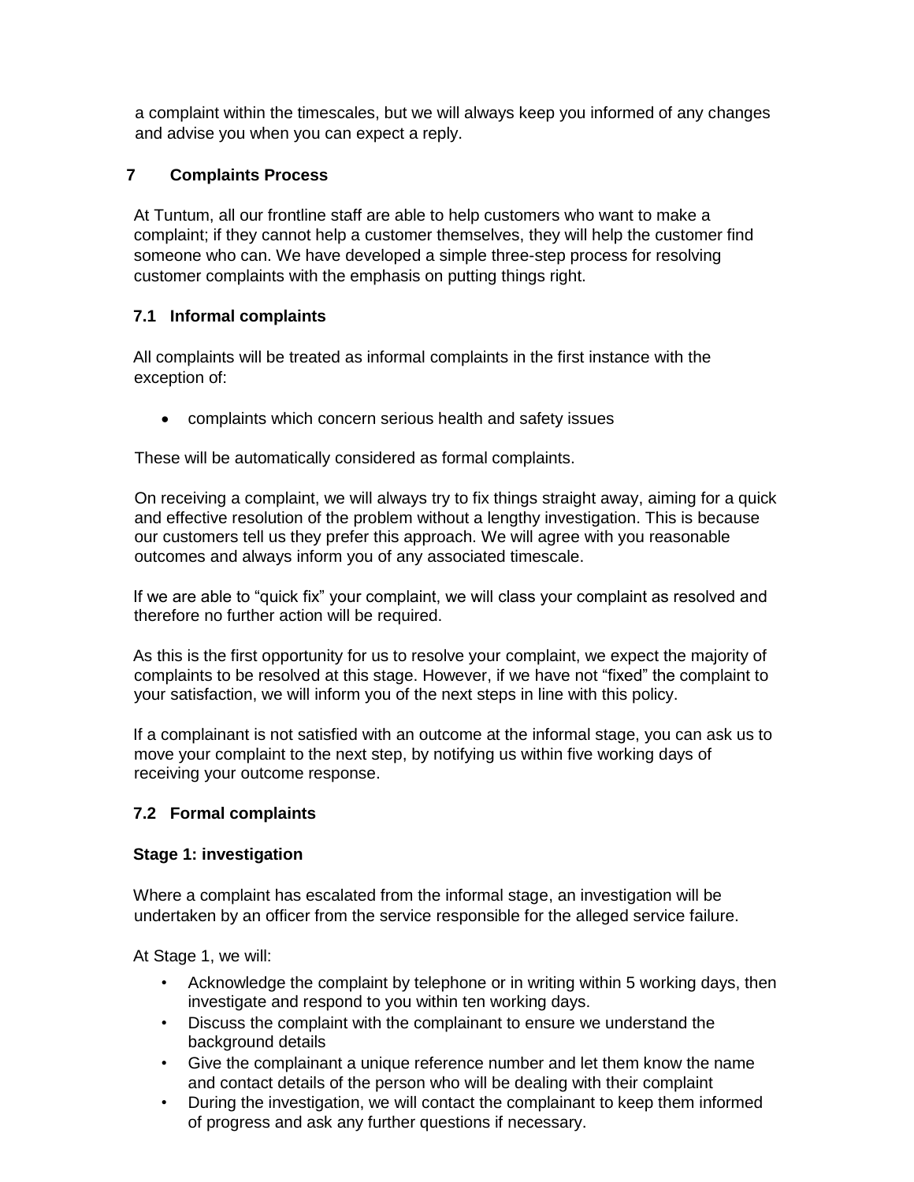a complaint within the timescales, but we will always keep you informed of any changes and advise you when you can expect a reply.

## 7 Complaints Process

At Tuntum, all our frontline staff are able to help customers who want to make a complaint; if they cannot help a customer themselves, they will help the customer find someone who can. We have developed a simple three-step process for resolving customer complaints with the emphasis on putting things right.

### 7.1 Informal complaints

All complaints will be treated as informal complaints in the first instance with the exception of:

- complaints which concern serious health and safety issues

These will be automatically considered as formal complaints.

On receiving a complaint, we will always try to fix things straight away, aiming for a quick and effective resolution of the problem without a lengthy investigation. This is because our customers tell us they prefer this approach. We will agree with you reasonable outcomes and always inform you of any associated timescale.

If we are able to "quick fix" your complaint, we will class your complaint as resolved and therefore no further action will be required.

As this is the first opportunity for us to resolve your complaint, we expect the majority of complaints to be resolved at this stage. However, if we have not "fixed" the complaint to your satisfaction, we will inform you of the next steps in line with this policy.

If a complainant is not satisfied with an outcome at the informal stage, you can ask us to move your complaint to the next step, by notifying us within five working days of receiving your outcome response.

### 7.2 Formal complaints

**Stage 1: investigation**

Where a complaint has escalated from the informal stage, an investigation will be undertaken by an officer from the service responsible for the alleged service failure.

At Stage 1, we will:

- Acknowledge the complaint by telephone or in writing within 5 working days, then investigate and respond to you within ten working days.
- Discuss the complaint with the complainant to ensure we understand the background details
- Give the complainant a unique reference number and let them know the name and contact details of the person who will be dealing with their complaint
- During the investigation, we will contact the complainant to keep them informed of progress and ask any further questions if necessary.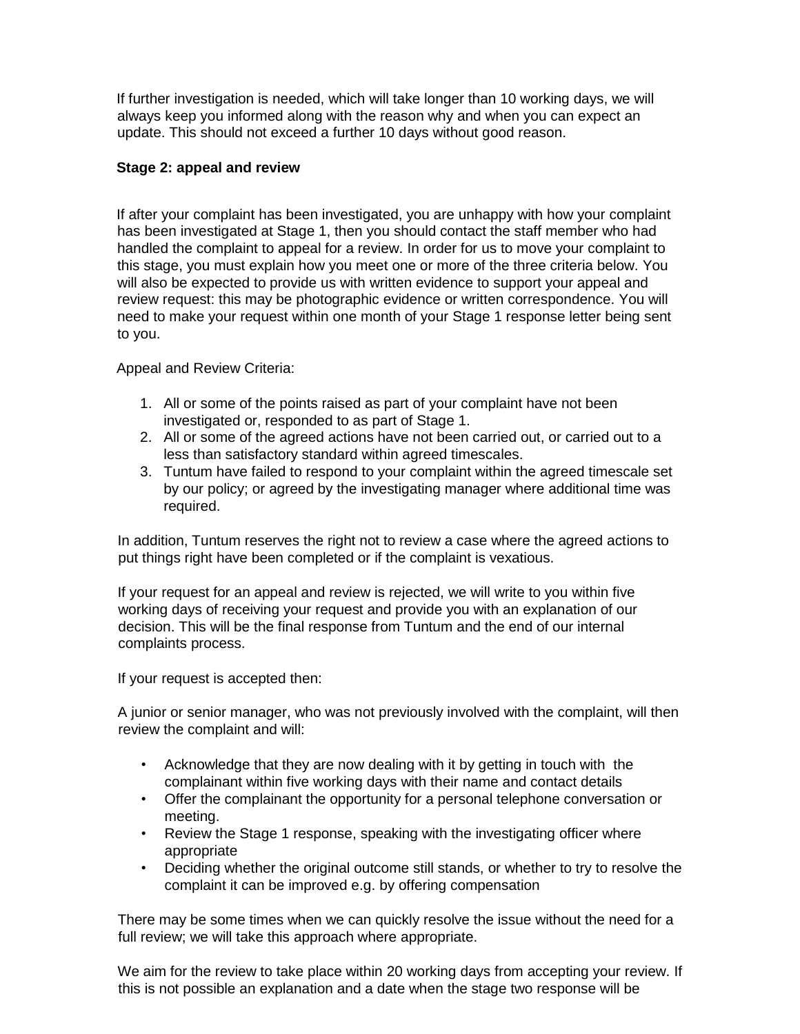If further investigation is needed, which will take longer than 10 working days, we will always keep you informed along with the reason why and when you can expect an update. This should not exceed a further 10 days without good reason.

**Stage 2: appeal and review**

If after your complaint has been investigated, you are unhappy with how your complaint has been investigated at Stage 1, then you should contact the staff member who had handled the complaint to appeal for a review. In order for us to move your complaint to this stage, you must explain how you meet one or more of the three criteria below. You will also be expected to provide us with written evidence to support your appeal and review request: this may be photographic evidence or written correspondence. You will need to make your request within one month of your Stage 1 response letter being sent to you.

Appeal and Review Criteria:

1. All or some of the points raised as part of your complaint have not been investigated or, responded to as part of Stage 1.
2. All or some of the agreed actions have not been carried out, or carried out to a less than satisfactory standard within agreed timescales.
3. Tuntum have failed to respond to your complaint within the agreed timescale set by our policy; or agreed by the investigating manager where additional time was required.

In addition, Tuntum reserves the right not to review a case where the agreed actions to put things right have been completed or if the complaint is vexatious.

If your request for an appeal and review is rejected, we will write to you within five working days of receiving your request and provide you with an explanation of our decision. This will be the final response from Tuntum and the end of our internal complaints process.

If your request is accepted then:

A junior or senior manager, who was not previously involved with the complaint, will then review the complaint and will:

- Acknowledge that they are now dealing with it by getting in touch with the complainant within five working days with their name and contact details
- Offer the complainant the opportunity for a personal telephone conversation or meeting.
- Review the Stage 1 response, speaking with the investigating officer where appropriate
- Deciding whether the original outcome still stands, or whether to try to resolve the complaint it can be improved e.g. by offering compensation

There may be some times when we can quickly resolve the issue without the need for a full review; we will take this approach where appropriate.

We aim for the review to take place within 20 working days from accepting your review. If this is not possible an explanation and a date when the stage two response will be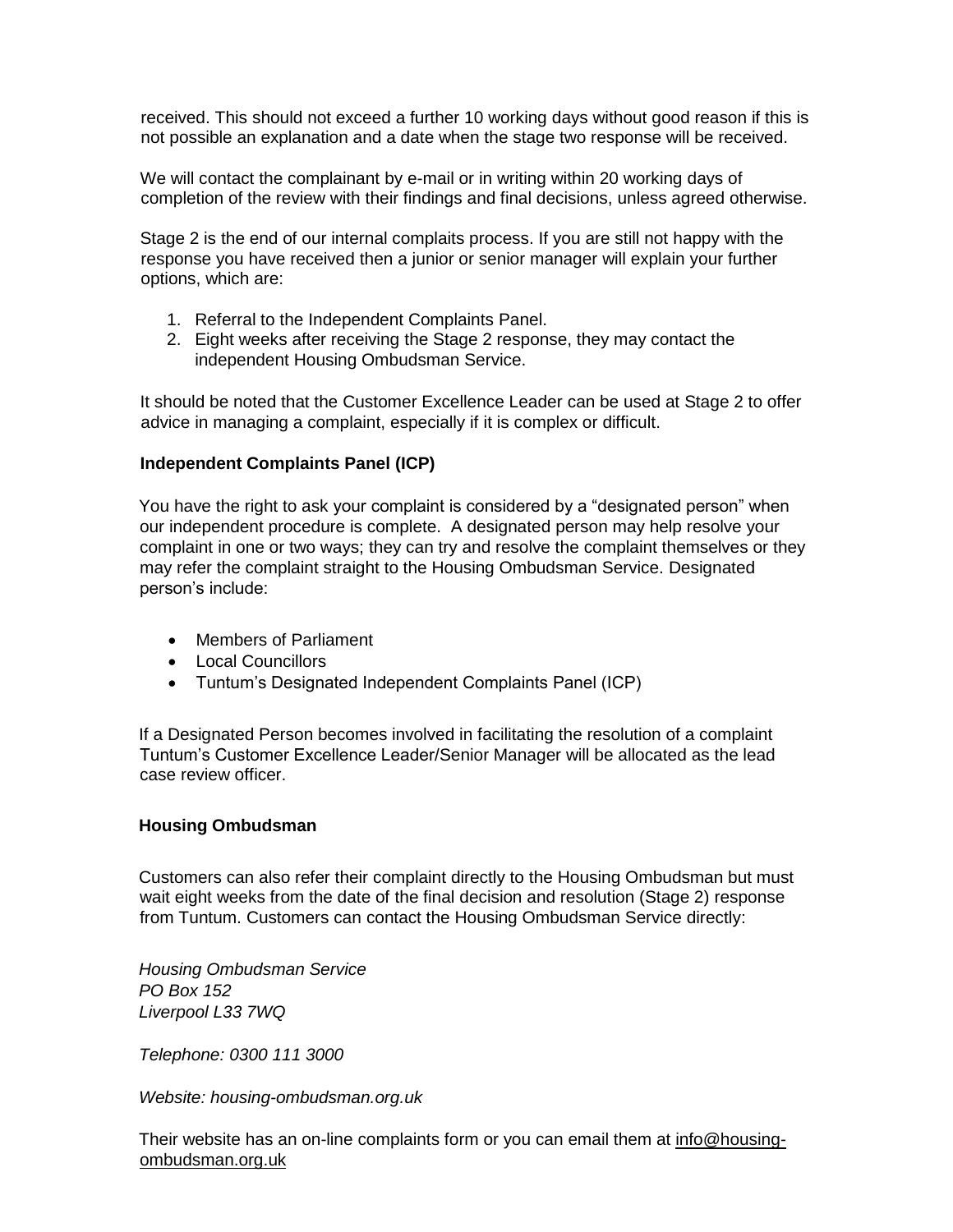received. This should not exceed a further 10 working days without good reason if this is not possible an explanation and a date when the stage two response will be received.

We will contact the complainant by e-mail or in writing within 20 working days of completion of the review with their findings and final decisions, unless agreed otherwise.

Stage 2 is the end of our internal complaits process. If you are still not happy with the response you have received then a junior or senior manager will explain your further options, which are:

1. Referral to the Independent Complaints Panel.
2. Eight weeks after receiving the Stage 2 response, they may contact the independent Housing Ombudsman Service.

It should be noted that the Customer Excellence Leader can be used at Stage 2 to offer advice in managing a complaint, especially if it is complex or difficult.

**Independent Complaints Panel (ICP)**

You have the right to ask your complaint is considered by a "designated person" when our independent procedure is complete. A designated person may help resolve your complaint in one or two ways; they can try and resolve the complaint themselves or they may refer the complaint straight to the Housing Ombudsman Service. Designated person's include:

- Members of Parliament
- Local Councillors
- Tuntum's Designated Independent Complaints Panel (ICP)

If a Designated Person becomes involved in facilitating the resolution of a complaint Tuntum's Customer Excellence Leader/Senior Manager will be allocated as the lead case review officer.

**Housing Ombudsman**

Customers can also refer their complaint directly to the Housing Ombudsman but must wait eight weeks from the date of the final decision and resolution (Stage 2) response from Tuntum. Customers can contact the Housing Ombudsman Service directly:

*Housing Ombudsman Service*
*PO Box 152*
*Liverpool L33 7WQ*

*Telephone: 0300 111 3000*

*Website: housing-ombudsman.org.uk*

Their website has an on-line complaints form or you can email them at info@housing-ombudsman.org.uk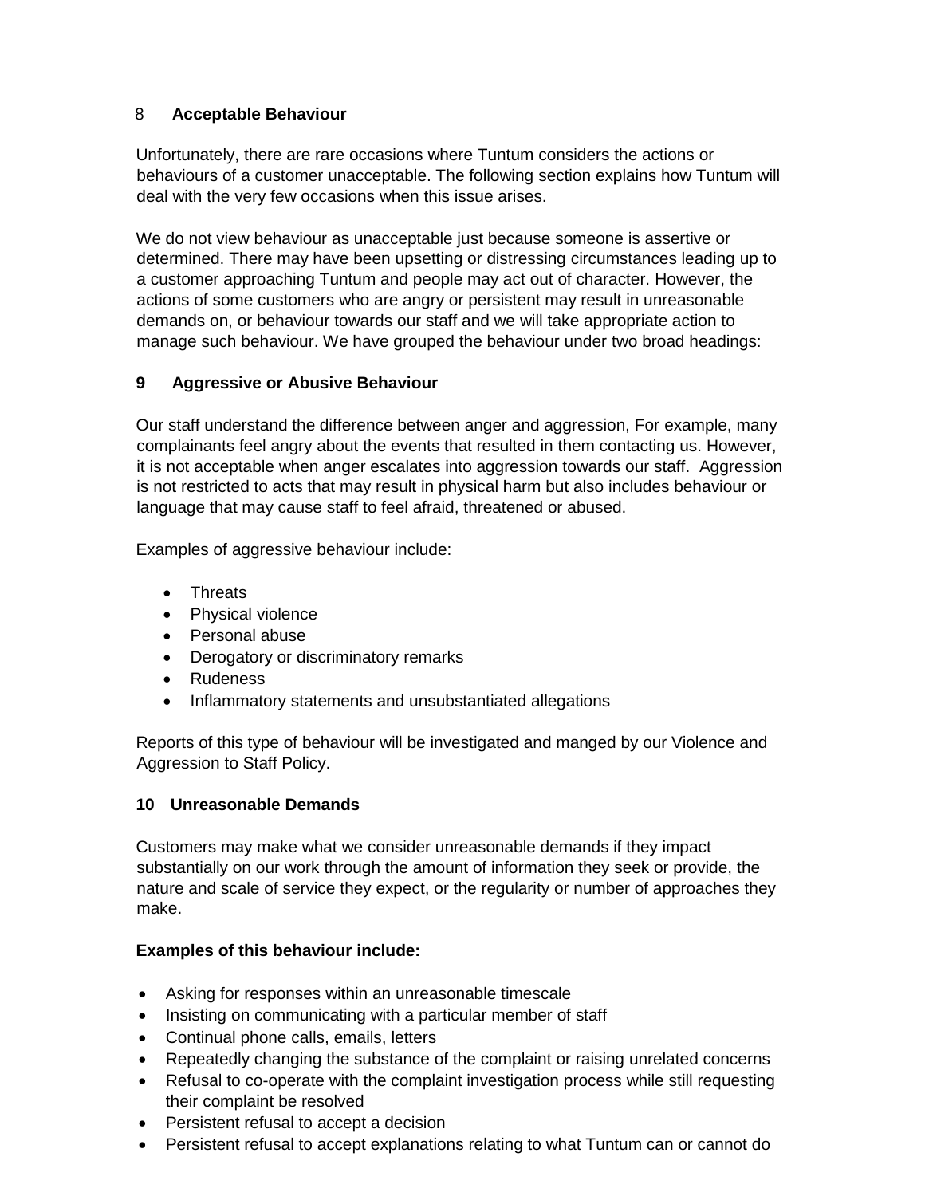## 8 Acceptable Behaviour

Unfortunately, there are rare occasions where Tuntum considers the actions or behaviours of a customer unacceptable. The following section explains how Tuntum will deal with the very few occasions when this issue arises.

We do not view behaviour as unacceptable just because someone is assertive or determined. There may have been upsetting or distressing circumstances leading up to a customer approaching Tuntum and people may act out of character. However, the actions of some customers who are angry or persistent may result in unreasonable demands on, or behaviour towards our staff and we will take appropriate action to manage such behaviour. We have grouped the behaviour under two broad headings:

## 9 Aggressive or Abusive Behaviour

Our staff understand the difference between anger and aggression, For example, many complainants feel angry about the events that resulted in them contacting us. However, it is not acceptable when anger escalates into aggression towards our staff. Aggression is not restricted to acts that may result in physical harm but also includes behaviour or language that may cause staff to feel afraid, threatened or abused.

Examples of aggressive behaviour include:

- Threats
- Physical violence
- Personal abuse
- Derogatory or discriminatory remarks
- Rudeness
- Inflammatory statements and unsubstantiated allegations

Reports of this type of behaviour will be investigated and manged by our Violence and Aggression to Staff Policy.

## 10 Unreasonable Demands

Customers may make what we consider unreasonable demands if they impact substantially on our work through the amount of information they seek or provide, the nature and scale of service they expect, or the regularity or number of approaches they make.

**Examples of this behaviour include:**

- Asking for responses within an unreasonable timescale
- Insisting on communicating with a particular member of staff
- Continual phone calls, emails, letters
- Repeatedly changing the substance of the complaint or raising unrelated concerns
- Refusal to co-operate with the complaint investigation process while still requesting their complaint be resolved
- Persistent refusal to accept a decision
- Persistent refusal to accept explanations relating to what Tuntum can or cannot do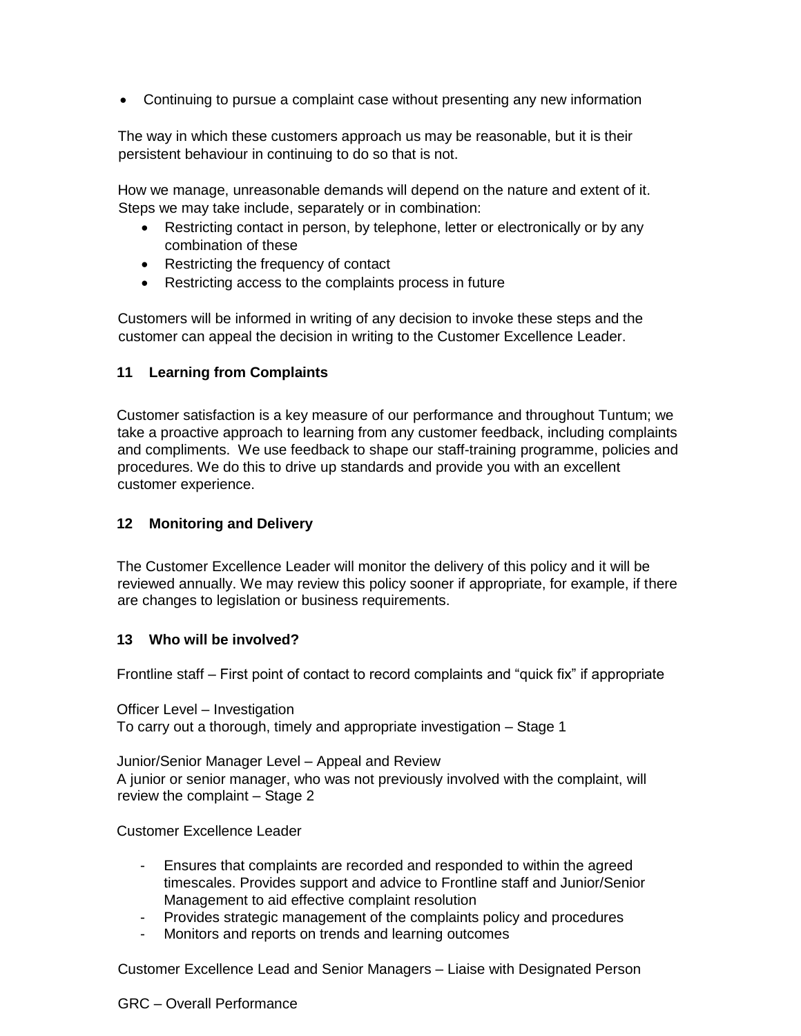- Continuing to pursue a complaint case without presenting any new information

The way in which these customers approach us may be reasonable, but it is their persistent behaviour in continuing to do so that is not.

How we manage, unreasonable demands will depend on the nature and extent of it. Steps we may take include, separately or in combination:

- Restricting contact in person, by telephone, letter or electronically or by any combination of these
- Restricting the frequency of contact
- Restricting access to the complaints process in future

Customers will be informed in writing of any decision to invoke these steps and the customer can appeal the decision in writing to the Customer Excellence Leader.

## 11 Learning from Complaints

Customer satisfaction is a key measure of our performance and throughout Tuntum; we take a proactive approach to learning from any customer feedback, including complaints and compliments. We use feedback to shape our staff-training programme, policies and procedures. We do this to drive up standards and provide you with an excellent customer experience.

## 12 Monitoring and Delivery

The Customer Excellence Leader will monitor the delivery of this policy and it will be reviewed annually. We may review this policy sooner if appropriate, for example, if there are changes to legislation or business requirements.

## 13 Who will be involved?

Frontline staff – First point of contact to record complaints and "quick fix" if appropriate

Officer Level – Investigation
To carry out a thorough, timely and appropriate investigation – Stage 1

Junior/Senior Manager Level – Appeal and Review
A junior or senior manager, who was not previously involved with the complaint, will review the complaint – Stage 2

Customer Excellence Leader

- Ensures that complaints are recorded and responded to within the agreed timescales. Provides support and advice to Frontline staff and Junior/Senior Management to aid effective complaint resolution
- Provides strategic management of the complaints policy and procedures
- Monitors and reports on trends and learning outcomes

Customer Excellence Lead and Senior Managers – Liaise with Designated Person

GRC – Overall Performance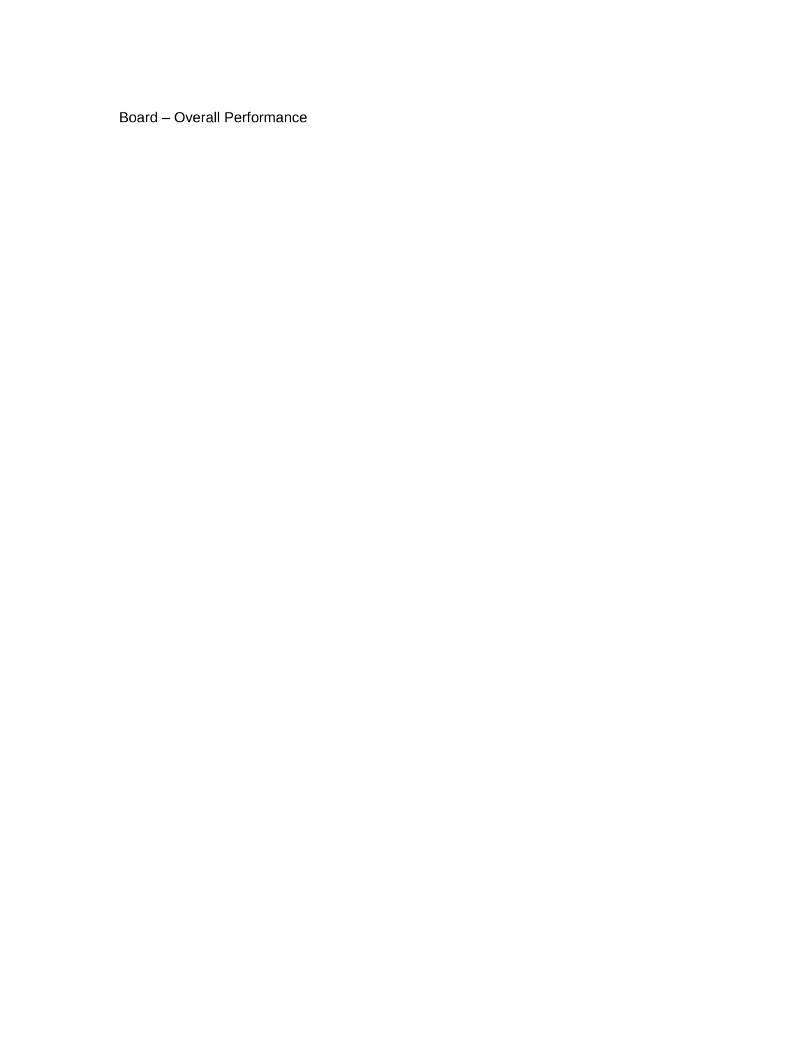Board – Overall Performance